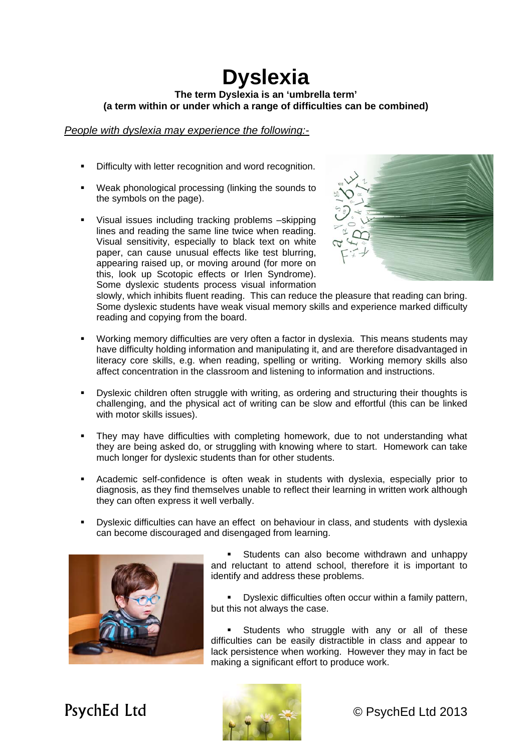# Dyslexia

**The term Dyslexia is an 'umbrella term'**
**(a term within or under which a range of difficulties can be combined)**

*People with dyslexia may experience the following:-*

- Difficulty with letter recognition and word recognition.
- Weak phonological processing (linking the sounds to the symbols on the page).
- Visual issues including tracking problems –skipping lines and reading the same line twice when reading. Visual sensitivity, especially to black text on white paper, can cause unusual effects like test blurring, appearing raised up, or moving around (for more on this, look up Scotopic effects or Irlen Syndrome). Some dyslexic students process visual information slowly, which inhibits fluent reading. This can reduce the pleasure that reading can bring. Some dyslexic students have weak visual memory skills and experience marked difficulty reading and copying from the board.
- Working memory difficulties are very often a factor in dyslexia. This means students may have difficulty holding information and manipulating it, and are therefore disadvantaged in literacy core skills, e.g. when reading, spelling or writing. Working memory skills also affect concentration in the classroom and listening to information and instructions.
- Dyslexic children often struggle with writing, as ordering and structuring their thoughts is challenging, and the physical act of writing can be slow and effortful (this can be linked with motor skills issues).
- They may have difficulties with completing homework, due to not understanding what they are being asked do, or struggling with knowing where to start. Homework can take much longer for dyslexic students than for other students.
- Academic self-confidence is often weak in students with dyslexia, especially prior to diagnosis, as they find themselves unable to reflect their learning in written work although they can often express it well verbally.
- Dyslexic difficulties can have an effect on behaviour in class, and students with dyslexia can become discouraged and disengaged from learning.
- Students can also become withdrawn and unhappy and reluctant to attend school, therefore it is important to identify and address these problems.
- Dyslexic difficulties often occur within a family pattern, but this not always the case.
- Students who struggle with any or all of these difficulties can be easily distractible in class and appear to lack persistence when working. However they may in fact be making a significant effort to produce work.

PsychEd Ltd

© PsychEd Ltd 2013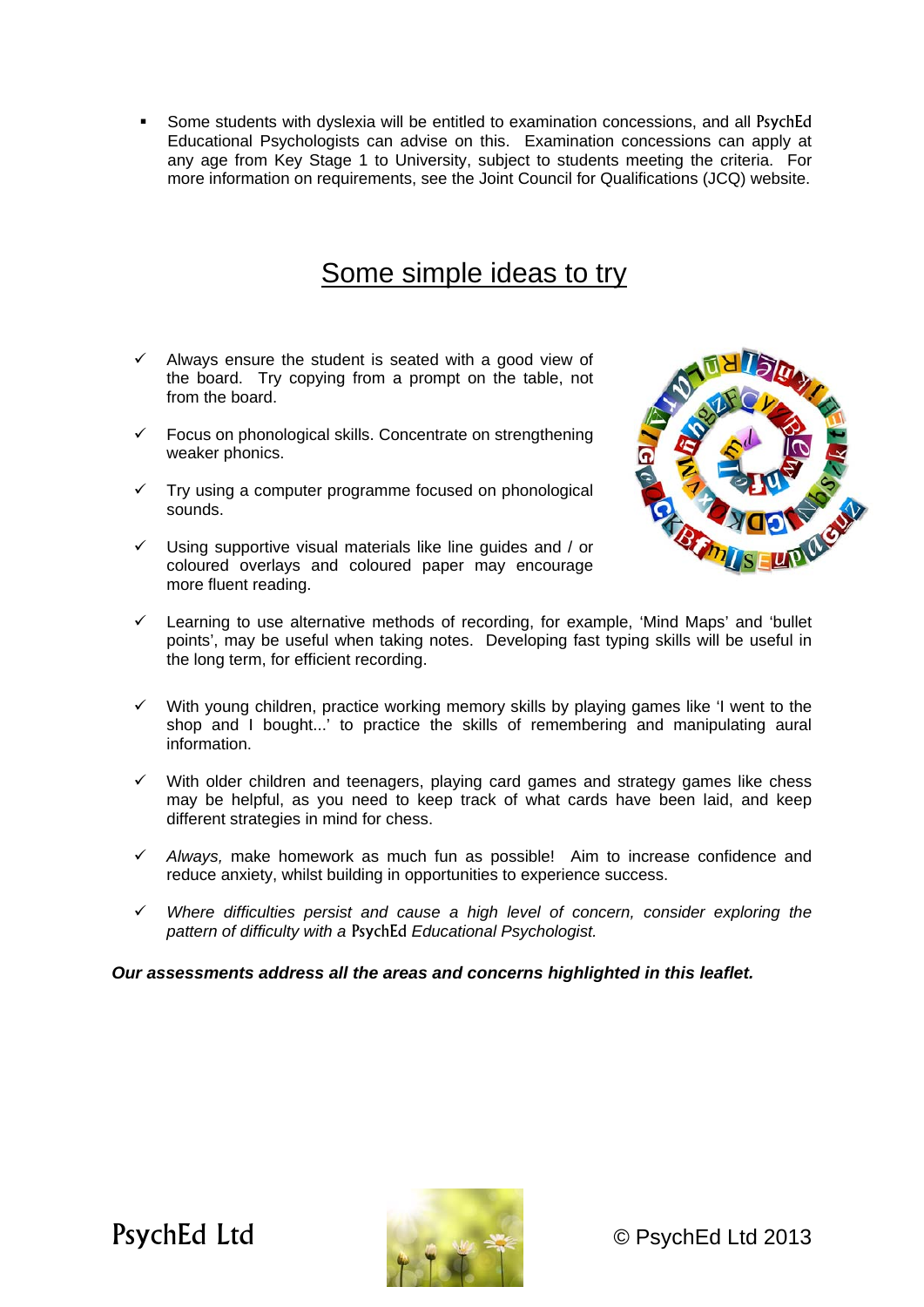- Some students with dyslexia will be entitled to examination concessions, and all PsychEd Educational Psychologists can advise on this. Examination concessions can apply at any age from Key Stage 1 to University, subject to students meeting the criteria. For more information on requirements, see the Joint Council for Qualifications (JCQ) website.

## Some simple ideas to try

- ✓ Always ensure the student is seated with a good view of the board. Try copying from a prompt on the table, not from the board.
- ✓ Focus on phonological skills. Concentrate on strengthening weaker phonics.
- ✓ Try using a computer programme focused on phonological sounds.
- ✓ Using supportive visual materials like line guides and / or coloured overlays and coloured paper may encourage more fluent reading.
- ✓ Learning to use alternative methods of recording, for example, 'Mind Maps' and 'bullet points', may be useful when taking notes. Developing fast typing skills will be useful in the long term, for efficient recording.
- ✓ With young children, practice working memory skills by playing games like 'I went to the shop and I bought...' to practice the skills of remembering and manipulating aural information.
- ✓ With older children and teenagers, playing card games and strategy games like chess may be helpful, as you need to keep track of what cards have been laid, and keep different strategies in mind for chess.
- ✓ *Always,* make homework as much fun as possible! Aim to increase confidence and reduce anxiety, whilst building in opportunities to experience success.
- ✓ *Where difficulties persist and cause a high level of concern, consider exploring the pattern of difficulty with a* PsychEd *Educational Psychologist.*

***Our assessments address all the areas and concerns highlighted in this leaflet.***

PsychEd Ltd

© PsychEd Ltd 2013